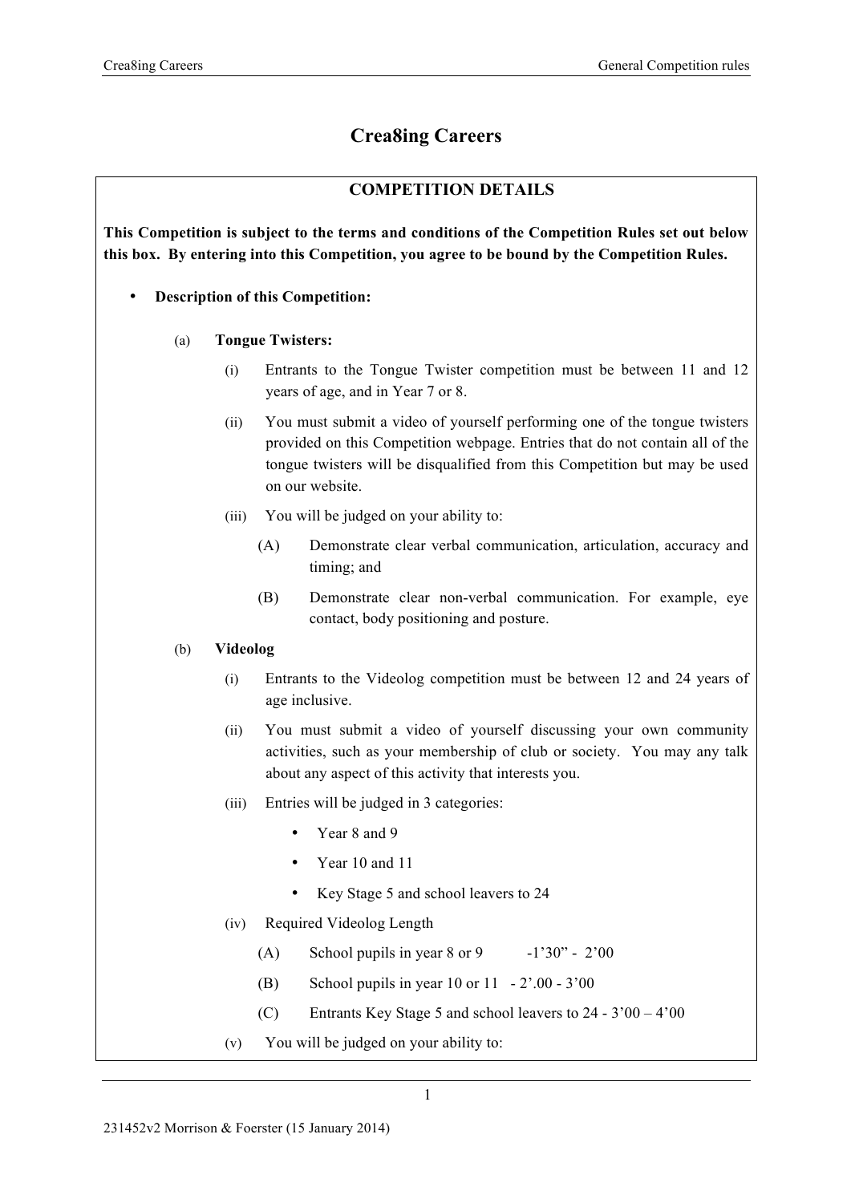# Crea8ing Careers

## COMPETITION DETAILS

**This Competition is subject to the terms and conditions of the Competition Rules set out below this box. By entering into this Competition, you agree to be bound by the Competition Rules.**

- **Description of this Competition:**

(a) **Tongue Twisters:**

(i) Entrants to the Tongue Twister competition must be between 11 and 12 years of age, and in Year 7 or 8.

(ii) You must submit a video of yourself performing one of the tongue twisters provided on this Competition webpage. Entries that do not contain all of the tongue twisters will be disqualified from this Competition but may be used on our website.

(iii) You will be judged on your ability to:

(A) Demonstrate clear verbal communication, articulation, accuracy and timing; and

(B) Demonstrate clear non-verbal communication. For example, eye contact, body positioning and posture.

(b) **Videolog**

(i) Entrants to the Videolog competition must be between 12 and 24 years of age inclusive.

(ii) You must submit a video of yourself discussing your own community activities, such as your membership of club or society. You may any talk about any aspect of this activity that interests you.

(iii) Entries will be judged in 3 categories:

- Year 8 and 9
- Year 10 and 11
- Key Stage 5 and school leavers to 24

(iv) Required Videolog Length

(A) School pupils in year 8 or 9 -1'30" - 2'00

(B) School pupils in year 10 or 11 - 2'.00 - 3'00

(C) Entrants Key Stage 5 and school leavers to 24 - 3'00 – 4'00

(v) You will be judged on your ability to: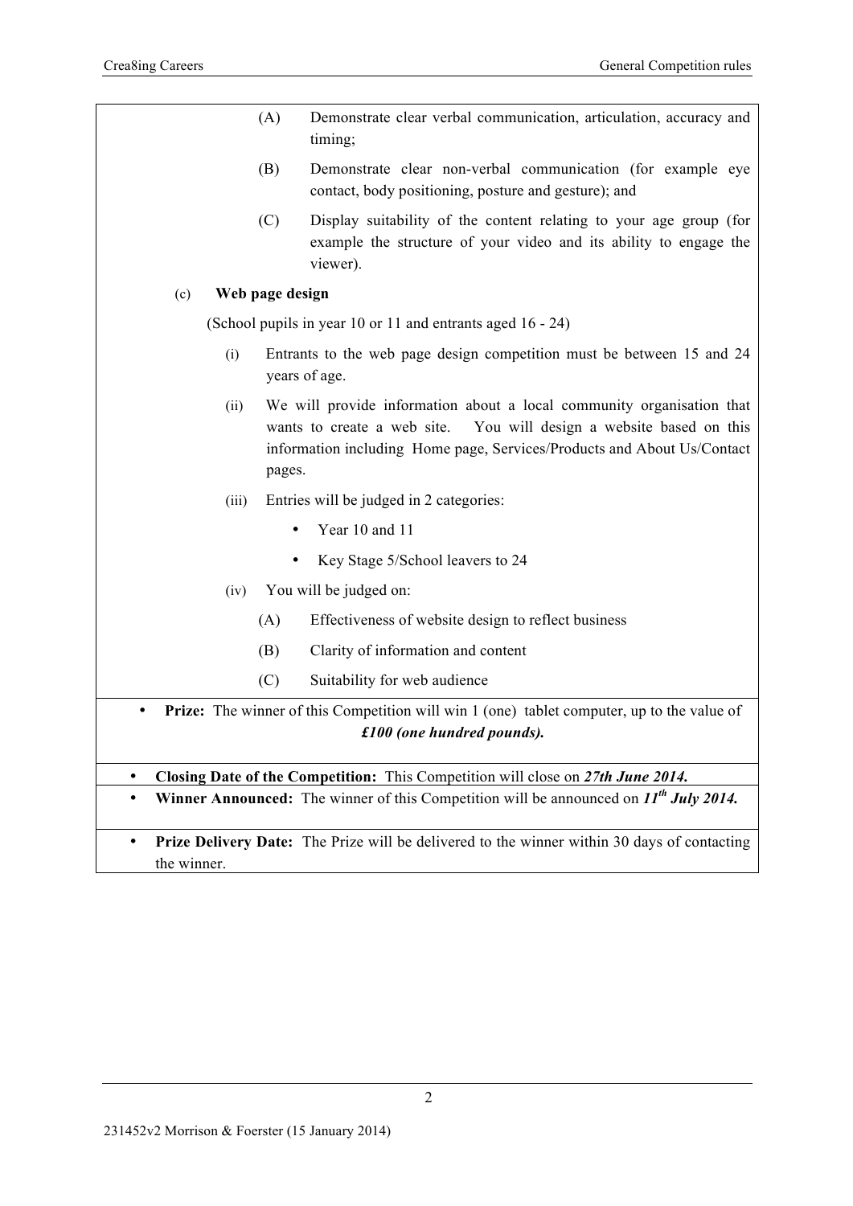(A) Demonstrate clear verbal communication, articulation, accuracy and timing;

(B) Demonstrate clear non-verbal communication (for example eye contact, body positioning, posture and gesture); and

(C) Display suitability of the content relating to your age group (for example the structure of your video and its ability to engage the viewer).

(c) **Web page design**

(School pupils in year 10 or 11 and entrants aged 16 - 24)

(i) Entrants to the web page design competition must be between 15 and 24 years of age.

(ii) We will provide information about a local community organisation that wants to create a web site. You will design a website based on this information including Home page, Services/Products and About Us/Contact pages.

(iii) Entries will be judged in 2 categories:

- Year 10 and 11
- Key Stage 5/School leavers to 24

(iv) You will be judged on:

(A) Effectiveness of website design to reflect business

(B) Clarity of information and content

(C) Suitability for web audience

- **Prize:** The winner of this Competition will win 1 (one) tablet computer, up to the value of ***£100 (one hundred pounds).***

- **Closing Date of the Competition:** This Competition will close on ***27th June 2014.***
- **Winner Announced:** The winner of this Competition will be announced on ***11th July 2014.***

- **Prize Delivery Date:** The Prize will be delivered to the winner within 30 days of contacting the winner.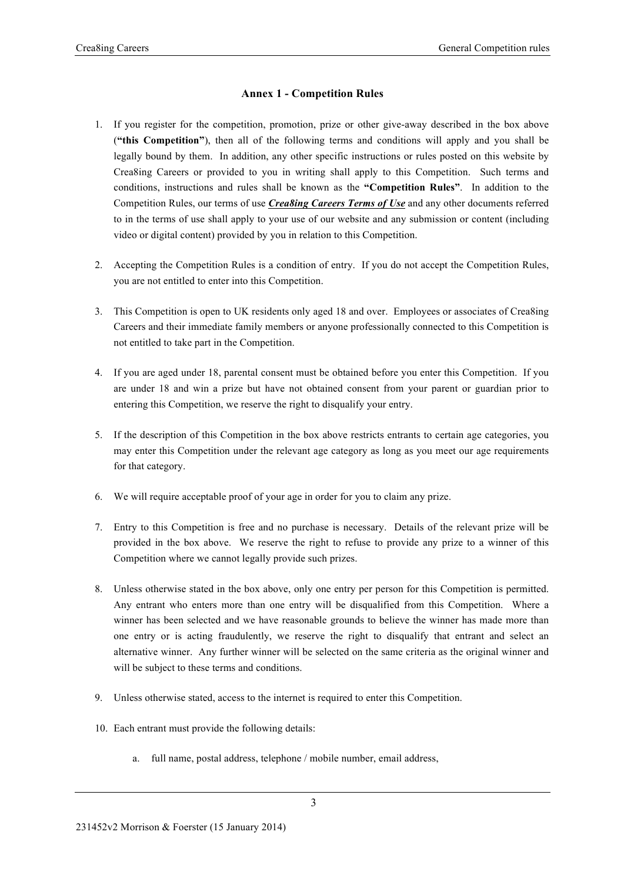## Annex 1 - Competition Rules

1. If you register for the competition, promotion, prize or other give-away described in the box above (**"this Competition"**), then all of the following terms and conditions will apply and you shall be legally bound by them. In addition, any other specific instructions or rules posted on this website by Crea8ing Careers or provided to you in writing shall apply to this Competition. Such terms and conditions, instructions and rules shall be known as the **"Competition Rules"**. In addition to the Competition Rules, our terms of use ***Crea8ing Careers Terms of Use*** and any other documents referred to in the terms of use shall apply to your use of our website and any submission or content (including video or digital content) provided by you in relation to this Competition.

2. Accepting the Competition Rules is a condition of entry. If you do not accept the Competition Rules, you are not entitled to enter into this Competition.

3. This Competition is open to UK residents only aged 18 and over. Employees or associates of Crea8ing Careers and their immediate family members or anyone professionally connected to this Competition is not entitled to take part in the Competition.

4. If you are aged under 18, parental consent must be obtained before you enter this Competition. If you are under 18 and win a prize but have not obtained consent from your parent or guardian prior to entering this Competition, we reserve the right to disqualify your entry.

5. If the description of this Competition in the box above restricts entrants to certain age categories, you may enter this Competition under the relevant age category as long as you meet our age requirements for that category.

6. We will require acceptable proof of your age in order for you to claim any prize.

7. Entry to this Competition is free and no purchase is necessary. Details of the relevant prize will be provided in the box above. We reserve the right to refuse to provide any prize to a winner of this Competition where we cannot legally provide such prizes.

8. Unless otherwise stated in the box above, only one entry per person for this Competition is permitted. Any entrant who enters more than one entry will be disqualified from this Competition. Where a winner has been selected and we have reasonable grounds to believe the winner has made more than one entry or is acting fraudulently, we reserve the right to disqualify that entrant and select an alternative winner. Any further winner will be selected on the same criteria as the original winner and will be subject to these terms and conditions.

9. Unless otherwise stated, access to the internet is required to enter this Competition.

10. Each entrant must provide the following details:

    a. full name, postal address, telephone / mobile number, email address,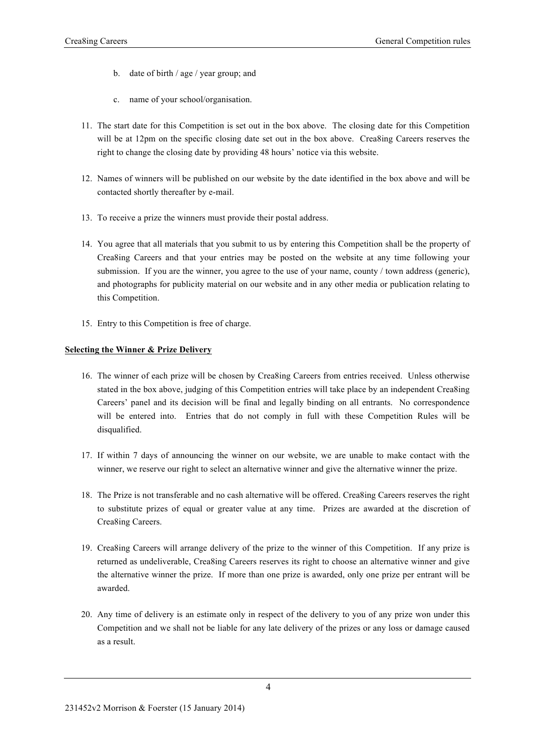b. date of birth / age / year group; and

c. name of your school/organisation.

11. The start date for this Competition is set out in the box above. The closing date for this Competition will be at 12pm on the specific closing date set out in the box above. Crea8ing Careers reserves the right to change the closing date by providing 48 hours' notice via this website.

12. Names of winners will be published on our website by the date identified in the box above and will be contacted shortly thereafter by e-mail.

13. To receive a prize the winners must provide their postal address.

14. You agree that all materials that you submit to us by entering this Competition shall be the property of Crea8ing Careers and that your entries may be posted on the website at any time following your submission. If you are the winner, you agree to the use of your name, county / town address (generic), and photographs for publicity material on our website and in any other media or publication relating to this Competition.

15. Entry to this Competition is free of charge.

**Selecting the Winner & Prize Delivery**

16. The winner of each prize will be chosen by Crea8ing Careers from entries received. Unless otherwise stated in the box above, judging of this Competition entries will take place by an independent Crea8ing Careers' panel and its decision will be final and legally binding on all entrants. No correspondence will be entered into. Entries that do not comply in full with these Competition Rules will be disqualified.

17. If within 7 days of announcing the winner on our website, we are unable to make contact with the winner, we reserve our right to select an alternative winner and give the alternative winner the prize.

18. The Prize is not transferable and no cash alternative will be offered. Crea8ing Careers reserves the right to substitute prizes of equal or greater value at any time. Prizes are awarded at the discretion of Crea8ing Careers.

19. Crea8ing Careers will arrange delivery of the prize to the winner of this Competition. If any prize is returned as undeliverable, Crea8ing Careers reserves its right to choose an alternative winner and give the alternative winner the prize. If more than one prize is awarded, only one prize per entrant will be awarded.

20. Any time of delivery is an estimate only in respect of the delivery to you of any prize won under this Competition and we shall not be liable for any late delivery of the prizes or any loss or damage caused as a result.

231452v2 Morrison & Foerster (15 January 2014)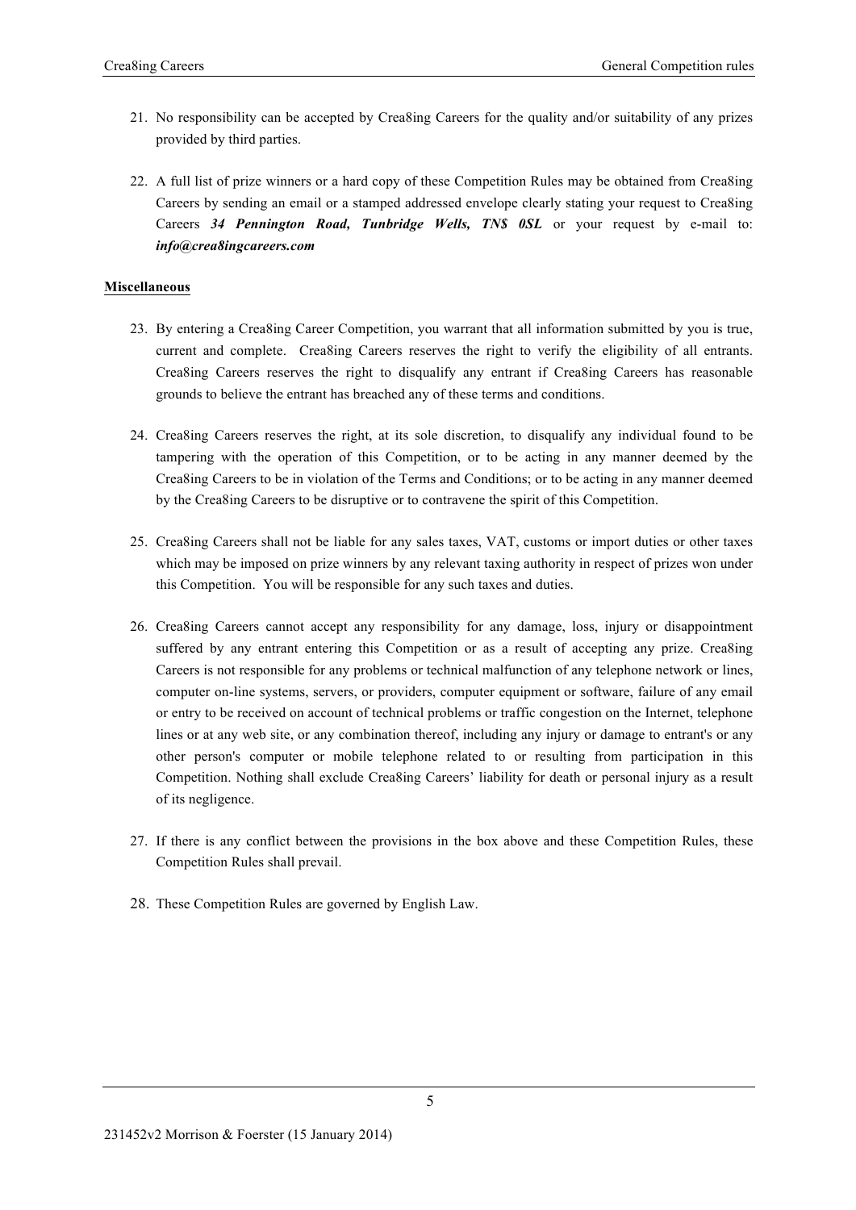21. No responsibility can be accepted by Crea8ing Careers for the quality and/or suitability of any prizes provided by third parties.

22. A full list of prize winners or a hard copy of these Competition Rules may be obtained from Crea8ing Careers by sending an email or a stamped addressed envelope clearly stating your request to Crea8ing Careers ***34 Pennington Road, Tunbridge Wells, TN$ 0SL*** or your request by e-mail to: ***info@crea8ingcareers.com***

**Miscellaneous**

23. By entering a Crea8ing Career Competition, you warrant that all information submitted by you is true, current and complete. Crea8ing Careers reserves the right to verify the eligibility of all entrants. Crea8ing Careers reserves the right to disqualify any entrant if Crea8ing Careers has reasonable grounds to believe the entrant has breached any of these terms and conditions.

24. Crea8ing Careers reserves the right, at its sole discretion, to disqualify any individual found to be tampering with the operation of this Competition, or to be acting in any manner deemed by the Crea8ing Careers to be in violation of the Terms and Conditions; or to be acting in any manner deemed by the Crea8ing Careers to be disruptive or to contravene the spirit of this Competition.

25. Crea8ing Careers shall not be liable for any sales taxes, VAT, customs or import duties or other taxes which may be imposed on prize winners by any relevant taxing authority in respect of prizes won under this Competition. You will be responsible for any such taxes and duties.

26. Crea8ing Careers cannot accept any responsibility for any damage, loss, injury or disappointment suffered by any entrant entering this Competition or as a result of accepting any prize. Crea8ing Careers is not responsible for any problems or technical malfunction of any telephone network or lines, computer on-line systems, servers, or providers, computer equipment or software, failure of any email or entry to be received on account of technical problems or traffic congestion on the Internet, telephone lines or at any web site, or any combination thereof, including any injury or damage to entrant's or any other person's computer or mobile telephone related to or resulting from participation in this Competition. Nothing shall exclude Crea8ing Careers' liability for death or personal injury as a result of its negligence.

27. If there is any conflict between the provisions in the box above and these Competition Rules, these Competition Rules shall prevail.

28. These Competition Rules are governed by English Law.

231452v2 Morrison & Foerster (15 January 2014)